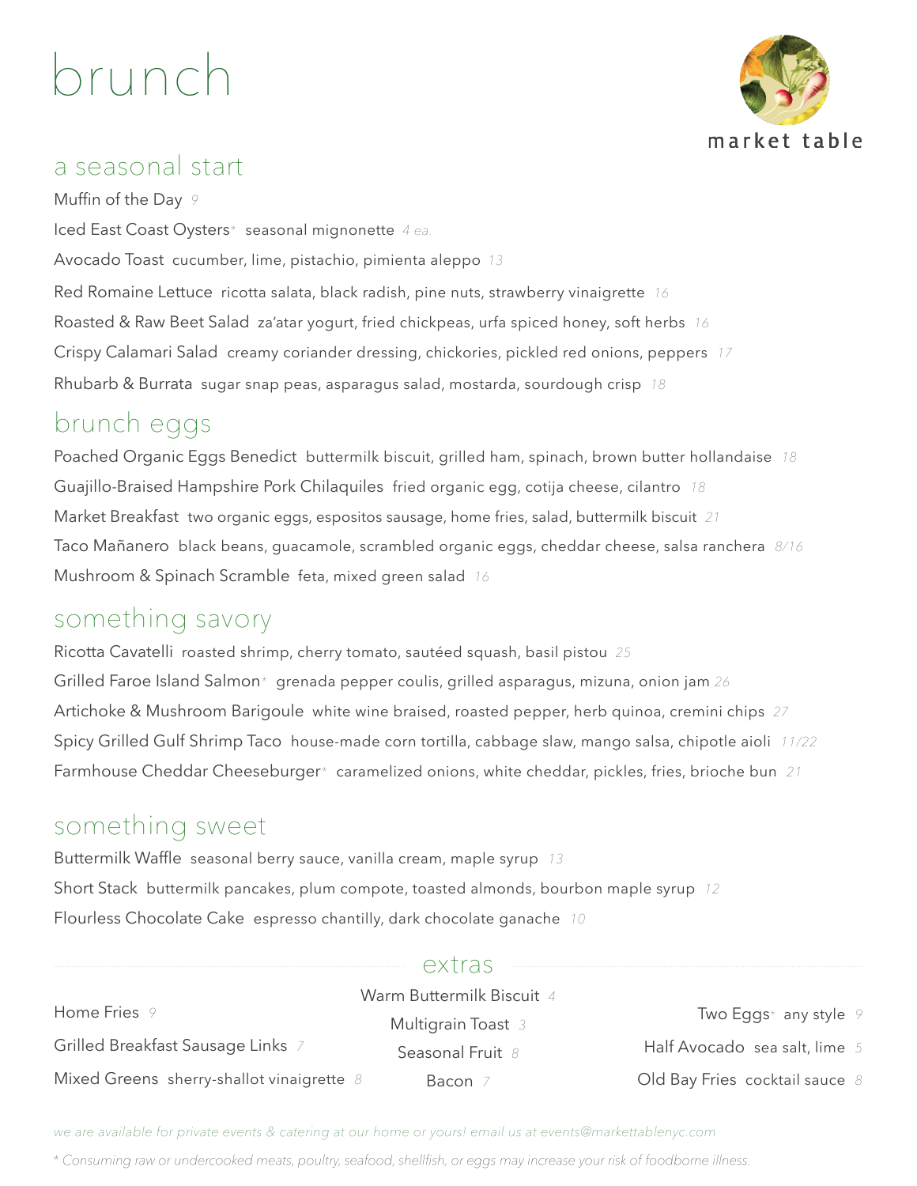# brunch

market table

## a seasonal start

Muffin of the Day *9*

Iced East Coast Oysters* seasonal mignonette *4 ea.*

Avocado Toast cucumber, lime, pistachio, pimienta aleppo *13*

Red Romaine Lettuce ricotta salata, black radish, pine nuts, strawberry vinaigrette *16*

Roasted & Raw Beet Salad za'atar yogurt, fried chickpeas, urfa spiced honey, soft herbs *16*

Crispy Calamari Salad creamy coriander dressing, chickories, pickled red onions, peppers *17*

Rhubarb & Burrata sugar snap peas, asparagus salad, mostarda, sourdough crisp *18*

## brunch eggs

Poached Organic Eggs Benedict buttermilk biscuit, grilled ham, spinach, brown butter hollandaise *18*

Guajillo-Braised Hampshire Pork Chilaquiles fried organic egg, cotija cheese, cilantro *18*

Market Breakfast two organic eggs, espositos sausage, home fries, salad, buttermilk biscuit *21*

Taco Mañanero black beans, guacamole, scrambled organic eggs, cheddar cheese, salsa ranchera *8/16*

Mushroom & Spinach Scramble feta, mixed green salad *16*

## something savory

Ricotta Cavatelli roasted shrimp, cherry tomato, sautéed squash, basil pistou *25*

Grilled Faroe Island Salmon* grenada pepper coulis, grilled asparagus, mizuna, onion jam *26*

Artichoke & Mushroom Barigoule white wine braised, roasted pepper, herb quinoa, cremini chips *27*

Spicy Grilled Gulf Shrimp Taco house-made corn tortilla, cabbage slaw, mango salsa, chipotle aioli *11/22*

Farmhouse Cheddar Cheeseburger* caramelized onions, white cheddar, pickles, fries, brioche bun *21*

## something sweet

Buttermilk Waffle seasonal berry sauce, vanilla cream, maple syrup *13*

Short Stack buttermilk pancakes, plum compote, toasted almonds, bourbon maple syrup *12*

Flourless Chocolate Cake espresso chantilly, dark chocolate ganache *10*

## extras

Home Fries *9*

Grilled Breakfast Sausage Links *7*

Mixed Greens sherry-shallot vinaigrette *8*

Warm Buttermilk Biscuit *4*

Multigrain Toast *3*

Seasonal Fruit *8*

Bacon *7*

Two Eggs* any style *9*

Half Avocado sea salt, lime *5*

Old Bay Fries cocktail sauce *8*

*we are available for private events & catering at our home or yours! email us at events@markettablenyc.com*

*\* Consuming raw or undercooked meats, poultry, seafood, shellfish, or eggs may increase your risk of foodborne illness.*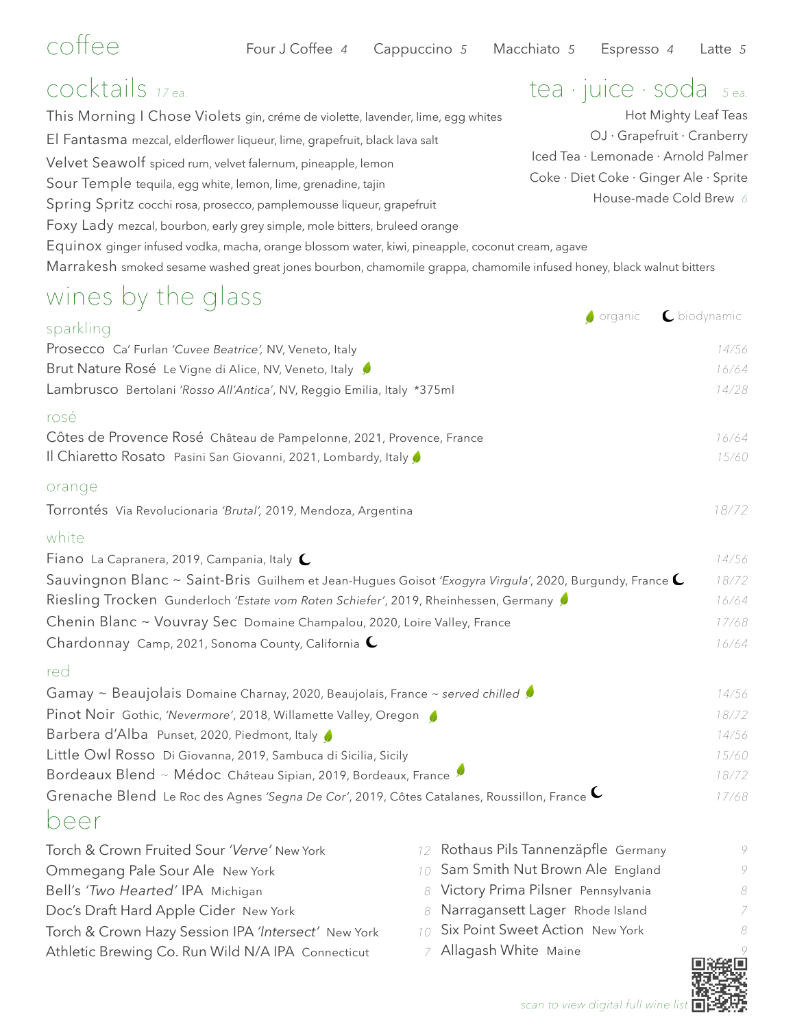## coffee

Four J Coffee *4* · Cappuccino *5* · Macchiato *5* · Espresso *4* · Latte *5*

## cocktails *17 ea.*

This Morning I Chose Violets gin, créme de violette, lavender, lime, egg whites

El Fantasma mezcal, elderflower liqueur, lime, grapefruit, black lava salt

Velvet Seawolf spiced rum, velvet falernum, pineapple, lemon

Sour Temple tequila, egg white, lemon, lime, grenadine, tajin

Spring Spritz cocchi rosa, prosecco, pamplemousse liqueur, grapefruit

Foxy Lady mezcal, bourbon, early grey simple, mole bitters, bruleed orange

Equinox ginger infused vodka, macha, orange blossom water, kiwi, pineapple, coconut cream, agave

Marrakesh smoked sesame washed great jones bourbon, chamomile grappa, chamomile infused honey, black walnut bitters

## tea · juice · soda *5 ea.*

Hot Mighty Leaf Teas

OJ · Grapefruit · Cranberry

Iced Tea · Lemonade · Arnold Palmer

Coke · Diet Coke · Ginger Ale · Sprite

House-made Cold Brew *6*

## wines by the glass

organic · biodynamic

### sparkling

| | |
|---|---|
| Prosecco Ca' Furlan *'Cuvee Beatrice'*, NV, Veneto, Italy | *14/56* |
| Brut Nature Rosé Le Vigne di Alice, NV, Veneto, Italy (organic) | *16/64* |
| Lambrusco Bertolani *'Rosso All'Antica'*, NV, Reggio Emilia, Italy *375ml | *14/28* |

### rosé

| | |
|---|---|
| Côtes de Provence Rosé Château de Pampelonne, 2021, Provence, France | *16/64* |
| Il Chiaretto Rosato Pasini San Giovanni, 2021, Lombardy, Italy (organic) | *15/60* |

### orange

| | |
|---|---|
| Torrontés Via Revolucionaria *'Brutal'*, 2019, Mendoza, Argentina | *18/72* |

### white

| | |
|---|---|
| Fiano La Capranera, 2019, Campania, Italy (biodynamic) | *14/56* |
| Sauvingnon Blanc ~ Saint-Bris Guilhem et Jean-Hugues Goisot *'Exogyra Virgula'*, 2020, Burgundy, France (biodynamic) | *18/72* |
| Riesling Trocken Gunderloch *'Estate vom Roten Schiefer'*, 2019, Rheinhessen, Germany (organic) | *16/64* |
| Chenin Blanc ~ Vouvray Sec Domaine Champalou, 2020, Loire Valley, France | *17/68* |
| Chardonnay Camp, 2021, Sonoma County, California (biodynamic) | *16/64* |

### red

| | |
|---|---|
| Gamay ~ Beaujolais Domaine Charnay, 2020, Beaujolais, France ~ *served chilled* (organic) | *14/56* |
| Pinot Noir Gothic, *'Nevermore'*, 2018, Willamette Valley, Oregon (organic) | *18/72* |
| Barbera d'Alba Punset, 2020, Piedmont, Italy (organic) | *14/56* |
| Little Owl Rosso Di Giovanna, 2019, Sambuca di Sicilia, Sicily | *15/60* |
| Bordeaux Blend ~ Médoc Château Sipian, 2019, Bordeaux, France (organic) | *18/72* |
| Grenache Blend Le Roc des Agnes *'Segna De Cor'*, 2019, Côtes Catalanes, Roussillon, France (biodynamic) | *17/68* |

## beer

| | |
|---|---|
| Torch & Crown Fruited Sour *'Verve'* New York | *12* |
| Ommegang Pale Sour Ale New York | *10* |
| Bell's *'Two Hearted'* IPA Michigan | *8* |
| Doc's Draft Hard Apple Cider New York | *8* |
| Torch & Crown Hazy Session IPA *'Intersect'* New York | *10* |
| Athletic Brewing Co. Run Wild N/A IPA Connecticut | *7* |
| Rothaus Pils Tannenzäpfle Germany | *9* |
| Sam Smith Nut Brown Ale England | *9* |
| Victory Prima Pilsner Pennsylvania | *8* |
| Narragansett Lager Rhode Island | *7* |
| Six Point Sweet Action New York | *8* |
| Allagash White Maine | *9* |

*scan to view digital full wine list*